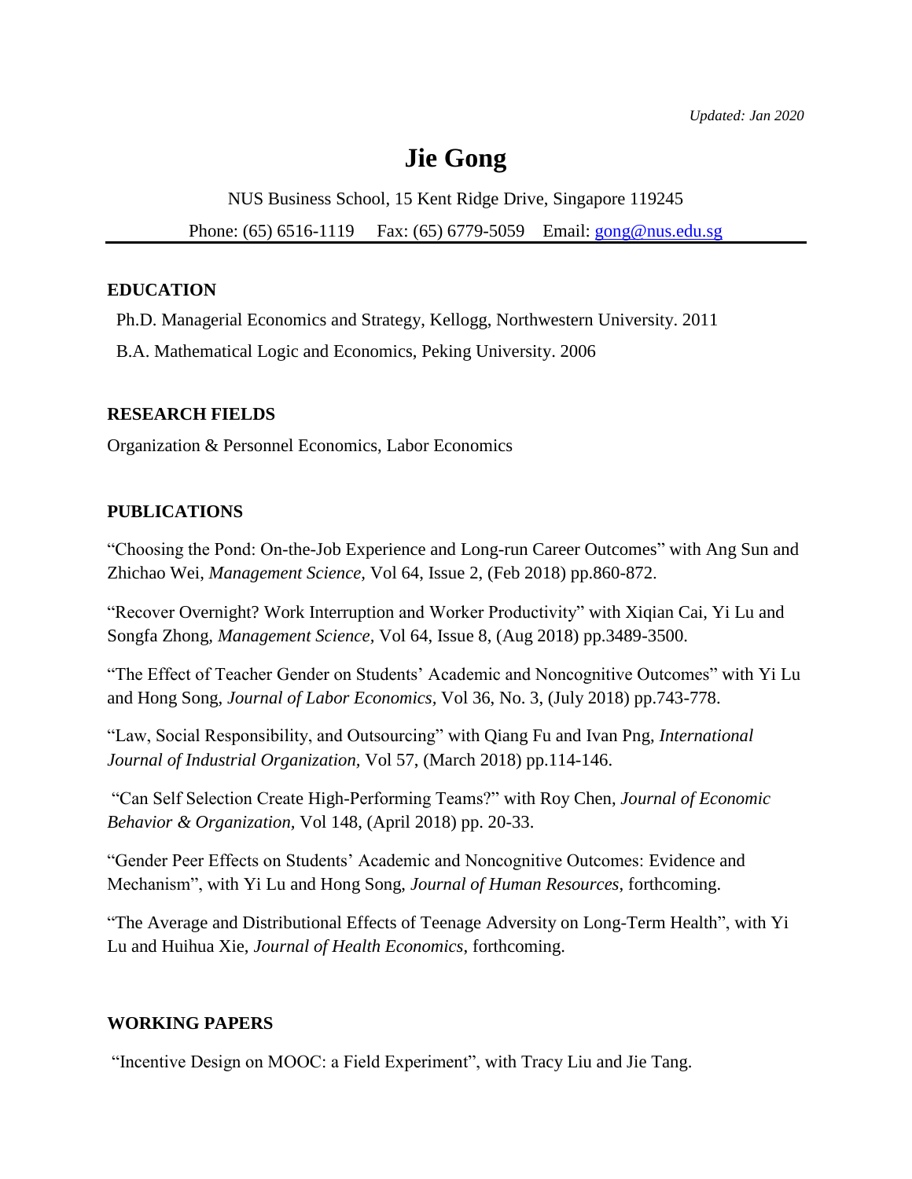*Updated: Jan 2020*

# Jie Gong

NUS Business School, 15 Kent Ridge Drive, Singapore 119245

Phone: (65) 6516-1119 Fax: (65) 6779-5059 Email: gong@nus.edu.sg

---

## EDUCATION

Ph.D. Managerial Economics and Strategy, Kellogg, Northwestern University. 2011

B.A. Mathematical Logic and Economics, Peking University. 2006

## RESEARCH FIELDS

Organization & Personnel Economics, Labor Economics

## PUBLICATIONS

"Choosing the Pond: On-the-Job Experience and Long-run Career Outcomes" with Ang Sun and Zhichao Wei, *Management Science,* Vol 64, Issue 2, (Feb 2018) pp.860-872.

"Recover Overnight? Work Interruption and Worker Productivity" with Xiqian Cai, Yi Lu and Songfa Zhong, *Management Science*, Vol 64, Issue 8, (Aug 2018) pp.3489-3500.

"The Effect of Teacher Gender on Students' Academic and Noncognitive Outcomes" with Yi Lu and Hong Song, *Journal of Labor Economics,* Vol 36, No. 3, (July 2018) pp.743-778.

"Law, Social Responsibility, and Outsourcing" with Qiang Fu and Ivan Png, *International Journal of Industrial Organization,* Vol 57, (March 2018) pp.114-146.

"Can Self Selection Create High-Performing Teams?" with Roy Chen, *Journal of Economic Behavior & Organization,* Vol 148, (April 2018) pp. 20-33.

"Gender Peer Effects on Students' Academic and Noncognitive Outcomes: Evidence and Mechanism", with Yi Lu and Hong Song, *Journal of Human Resources*, forthcoming.

"The Average and Distributional Effects of Teenage Adversity on Long-Term Health", with Yi Lu and Huihua Xie, *Journal of Health Economics*, forthcoming.

## WORKING PAPERS

"Incentive Design on MOOC: a Field Experiment", with Tracy Liu and Jie Tang.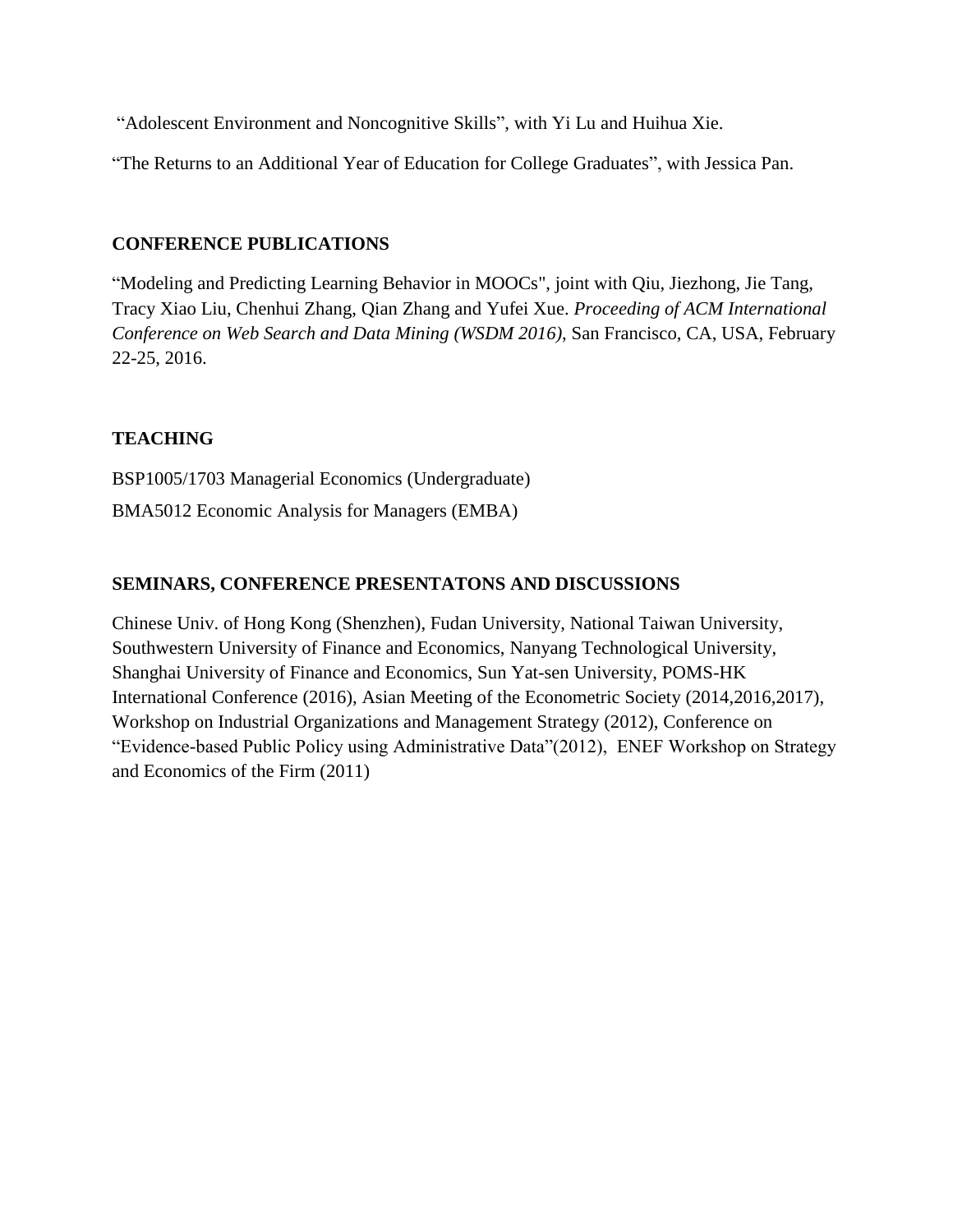"Adolescent Environment and Noncognitive Skills", with Yi Lu and Huihua Xie.

"The Returns to an Additional Year of Education for College Graduates", with Jessica Pan.

## CONFERENCE PUBLICATIONS

"Modeling and Predicting Learning Behavior in MOOCs", joint with Qiu, Jiezhong, Jie Tang, Tracy Xiao Liu, Chenhui Zhang, Qian Zhang and Yufei Xue. *Proceeding of ACM International Conference on Web Search and Data Mining (WSDM 2016)*, San Francisco, CA, USA, February 22-25, 2016.

## TEACHING

BSP1005/1703 Managerial Economics (Undergraduate)

BMA5012 Economic Analysis for Managers (EMBA)

## SEMINARS, CONFERENCE PRESENTATONS AND DISCUSSIONS

Chinese Univ. of Hong Kong (Shenzhen), Fudan University, National Taiwan University, Southwestern University of Finance and Economics, Nanyang Technological University, Shanghai University of Finance and Economics, Sun Yat-sen University, POMS-HK International Conference (2016), Asian Meeting of the Econometric Society (2014,2016,2017), Workshop on Industrial Organizations and Management Strategy (2012), Conference on "Evidence-based Public Policy using Administrative Data"(2012), ENEF Workshop on Strategy and Economics of the Firm (2011)